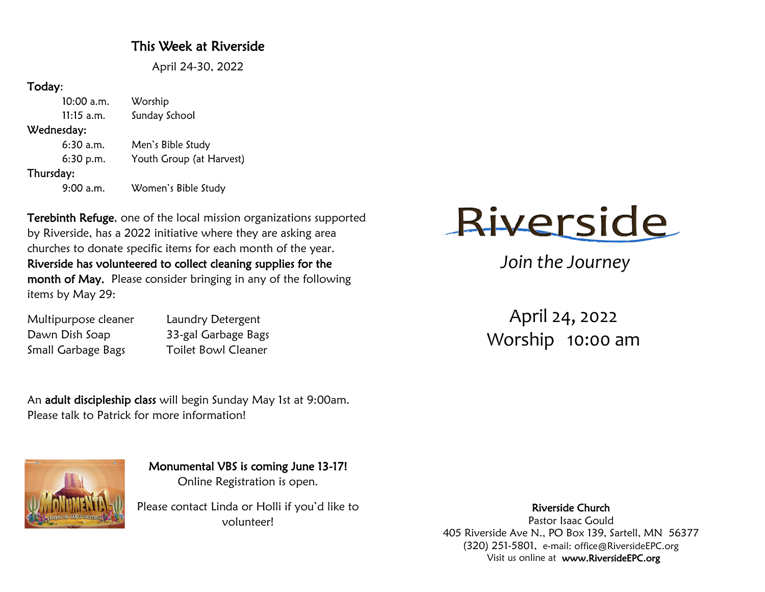## This Week at Riverside

April 24-30, 2022

**Today:**

| | |
|---|---|
| 10:00 a.m. | Worship |
| 11:15 a.m. | Sunday School |

**Wednesday:**

| | |
|---|---|
| 6:30 a.m. | Men's Bible Study |
| 6:30 p.m. | Youth Group (at Harvest) |

**Thursday:**

| | |
|---|---|
| 9:00 a.m. | Women's Bible Study |

**Terebinth Refuge**, one of the local mission organizations supported by Riverside, has a 2022 initiative where they are asking area churches to donate specific items for each month of the year. **Riverside has volunteered to collect cleaning supplies for the month of May.** Please consider bringing in any of the following items by May 29:

| | |
|---|---|
| Multipurpose cleaner | Laundry Detergent |
| Dawn Dish Soap | 33-gal Garbage Bags |
| Small Garbage Bags | Toilet Bowl Cleaner |

An **adult discipleship class** will begin Sunday May 1st at 9:00am. Please talk to Patrick for more information!

**Monumental VBS is coming June 13-17!**
Online Registration is open.

Please contact Linda or Holli if you'd like to volunteer!

# Riverside

*Join the Journey*

April 24, 2022
Worship 10:00 am

**Riverside Church**
Pastor Isaac Gould
405 Riverside Ave N., PO Box 139, Sartell, MN 56377
(320) 251-5801, e-mail: office@RiversideEPC.org
Visit us online at **www.RiversideEPC.org**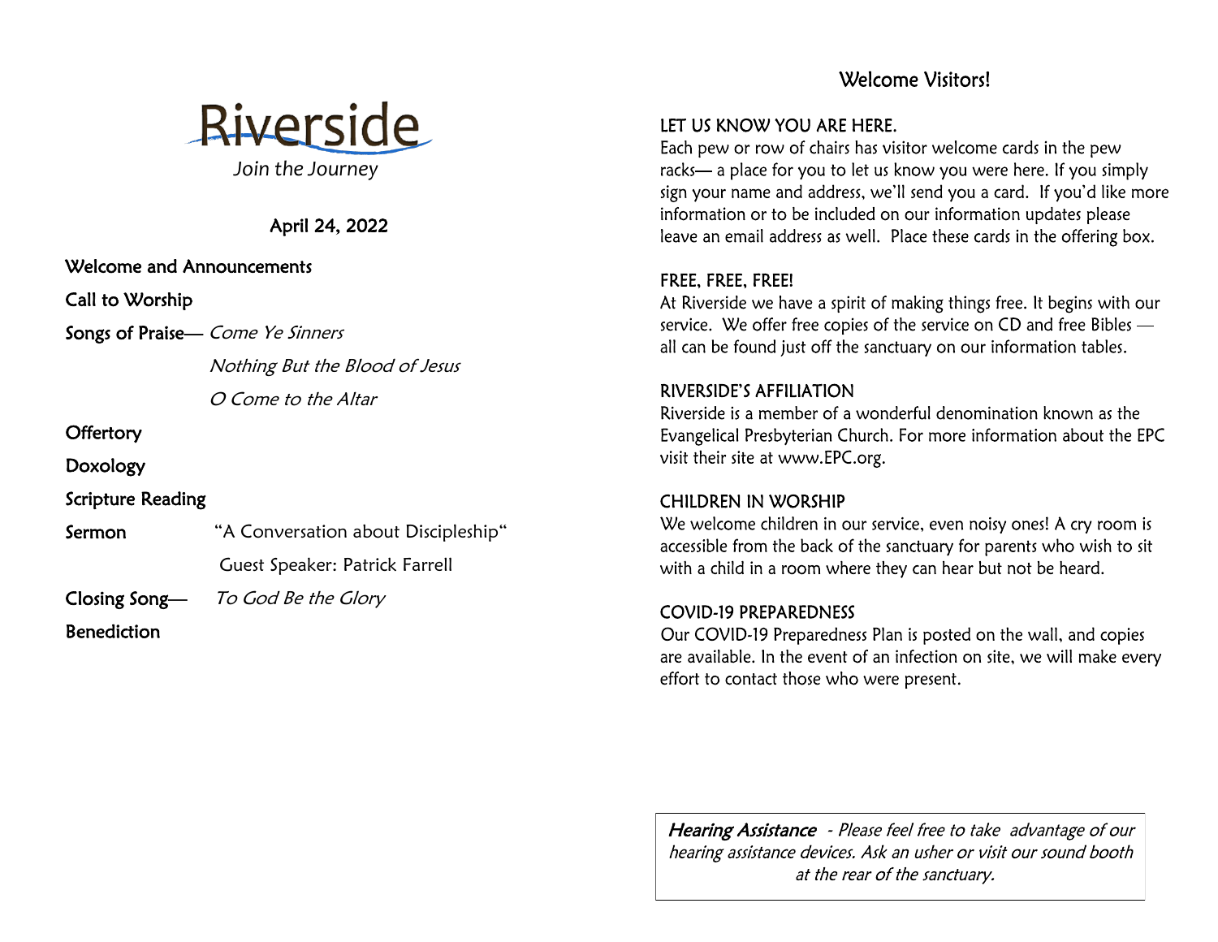# Riverside

*Join the Journey*

April 24, 2022

**Welcome and Announcements**

**Call to Worship**

**Songs of Praise**— *Come Ye Sinners*

*Nothing But the Blood of Jesus*

*O Come to the Altar*

**Offertory**

**Doxology**

**Scripture Reading**

**Sermon** "A Conversation about Discipleship"

Guest Speaker: Patrick Farrell

**Closing Song**— *To God Be the Glory*

**Benediction**

## Welcome Visitors!

### LET US KNOW YOU ARE HERE.

Each pew or row of chairs has visitor welcome cards in the pew racks— a place for you to let us know you were here. If you simply sign your name and address, we'll send you a card. If you'd like more information or to be included on our information updates please leave an email address as well. Place these cards in the offering box.

### FREE, FREE, FREE!

At Riverside we have a spirit of making things free. It begins with our service. We offer free copies of the service on CD and free Bibles — all can be found just off the sanctuary on our information tables.

### RIVERSIDE'S AFFILIATION

Riverside is a member of a wonderful denomination known as the Evangelical Presbyterian Church. For more information about the EPC visit their site at www.EPC.org.

### CHILDREN IN WORSHIP

We welcome children in our service, even noisy ones! A cry room is accessible from the back of the sanctuary for parents who wish to sit with a child in a room where they can hear but not be heard.

### COVID-19 PREPAREDNESS

Our COVID-19 Preparedness Plan is posted on the wall, and copies are available. In the event of an infection on site, we will make every effort to contact those who were present.

***Hearing Assistance*** *- Please feel free to take advantage of our hearing assistance devices. Ask an usher or visit our sound booth at the rear of the sanctuary.*